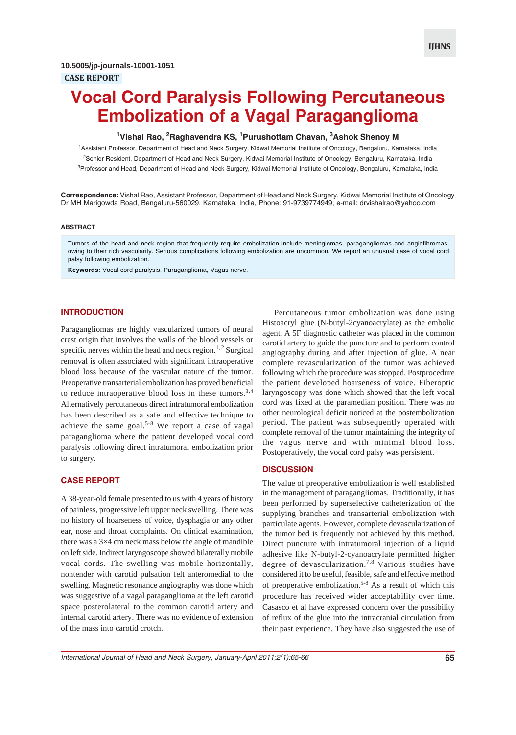10.5005/jp-journals-10001-1051

CASE REPORT

# Vocal Cord Paralysis Following Percutaneous Embolization of a Vagal Paraganglioma

[1]Vishal Rao, [2]Raghavendra KS, [1]Purushottam Chavan, [3]Ashok Shenoy M

[1]Assistant Professor, Department of Head and Neck Surgery, Kidwai Memorial Institute of Oncology, Bengaluru, Karnataka, India

[2]Senior Resident, Department of Head and Neck Surgery, Kidwai Memorial Institute of Oncology, Bengaluru, Karnataka, India

[3]Professor and Head, Department of Head and Neck Surgery, Kidwai Memorial Institute of Oncology, Bengaluru, Karnataka, India

**Correspondence:** Vishal Rao, Assistant Professor, Department of Head and Neck Surgery, Kidwai Memorial Institute of Oncology Dr MH Marigowda Road, Bengaluru-560029, Karnataka, India, Phone: 91-9739774949, e-mail: drvishalrao@yahoo.com

## ABSTRACT

Tumors of the head and neck region that frequently require embolization include meningiomas, paragangliomas and angiofibromas, owing to their rich vascularity. Serious complications following embolization are uncommon. We report an unusual case of vocal cord palsy following embolization.

**Keywords:** Vocal cord paralysis, Paraganglioma, Vagus nerve.

## INTRODUCTION

Paragangliomas are highly vascularized tumors of neural crest origin that involves the walls of the blood vessels or specific nerves within the head and neck region.[1,2] Surgical removal is often associated with significant intraoperative blood loss because of the vascular nature of the tumor. Preoperative transarterial embolization has proved beneficial to reduce intraoperative blood loss in these tumors.[3,4] Alternatively percutaneous direct intratumoral embolization has been described as a safe and effective technique to achieve the same goal.[5-8] We report a case of vagal paraganglioma where the patient developed vocal cord paralysis following direct intratumoral embolization prior to surgery.

## CASE REPORT

A 38-year-old female presented to us with 4 years of history of painless, progressive left upper neck swelling. There was no history of hoarseness of voice, dysphagia or any other ear, nose and throat complaints. On clinical examination, there was a 3×4 cm neck mass below the angle of mandible on left side. Indirect laryngoscope showed bilaterally mobile vocal cords. The swelling was mobile horizontally, nontender with carotid pulsation felt anteromedial to the swelling. Magnetic resonance angiography was done which was suggestive of a vagal paraganglioma at the left carotid space posterolateral to the common carotid artery and internal carotid artery. There was no evidence of extension of the mass into carotid crotch.

Percutaneous tumor embolization was done using Histoacryl glue (N-butyl-2cyanoacrylate) as the embolic agent. A 5F diagnostic catheter was placed in the common carotid artery to guide the puncture and to perform control angiography during and after injection of glue. A near complete revascularization of the tumor was achieved following which the procedure was stopped. Postprocedure the patient developed hoarseness of voice. Fiberoptic laryngoscopy was done which showed that the left vocal cord was fixed at the paramedian position. There was no other neurological deficit noticed at the postembolization period. The patient was subsequently operated with complete removal of the tumor maintaining the integrity of the vagus nerve and with minimal blood loss. Postoperatively, the vocal cord palsy was persistent.

## DISCUSSION

The value of preoperative embolization is well established in the management of paragangliomas. Traditionally, it has been performed by superselective catheterization of the supplying branches and transarterial embolization with particulate agents. However, complete devascularization of the tumor bed is frequently not achieved by this method. Direct puncture with intratumoral injection of a liquid adhesive like N-butyl-2-cyanoacrylate permitted higher degree of devascularization.[7,8] Various studies have considered it to be useful, feasible, safe and effective method of preoperative embolization.[5-8] As a result of which this procedure has received wider acceptability over time. Casasco et al have expressed concern over the possibility of reflux of the glue into the intracranial circulation from their past experience. They have also suggested the use of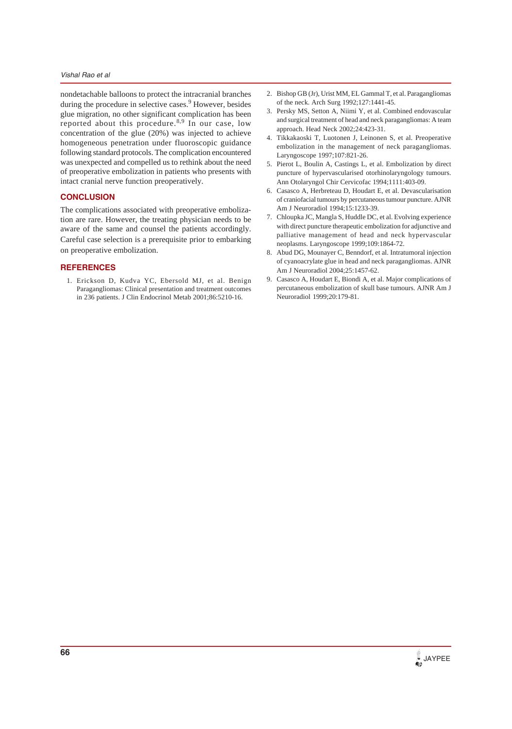nondetachable balloons to protect the intracranial branches during the procedure in selective cases.[9] However, besides glue migration, no other significant complication has been reported about this procedure.[8,9] In our case, low concentration of the glue (20%) was injected to achieve homogeneous penetration under fluoroscopic guidance following standard protocols. The complication encountered was unexpected and compelled us to rethink about the need of preoperative embolization in patients who presents with intact cranial nerve function preoperatively.

## CONCLUSION

The complications associated with preoperative embolization are rare. However, the treating physician needs to be aware of the same and counsel the patients accordingly. Careful case selection is a prerequisite prior to embarking on preoperative embolization.

## REFERENCES

1. Erickson D, Kudva YC, Ebersold MJ, et al. Benign Paragangliomas: Clinical presentation and treatment outcomes in 236 patients. J Clin Endocrinol Metab 2001;86:5210-16.
2. Bishop GB (Jr), Urist MM, EL Gammal T, et al. Paragangliomas of the neck. Arch Surg 1992;127:1441-45.
3. Persky MS, Setton A, Niimi Y, et al. Combined endovascular and surgical treatment of head and neck paragangliomas: A team approach. Head Neck 2002;24:423-31.
4. Tikkakaoski T, Luotonen J, Leinonen S, et al. Preoperative embolization in the management of neck paragangliomas. Laryngoscope 1997;107:821-26.
5. Pierot L, Boulin A, Castings L, et al. Embolization by direct puncture of hypervascularised otorhinolaryngology tumours. Ann Otolaryngol Chir Cervicofac 1994;1111:403-09.
6. Casasco A, Herbreteau D, Houdart E, et al. Devascularisation of craniofacial tumours by percutaneous tumour puncture. AJNR Am J Neuroradiol 1994;15:1233-39.
7. Chloupka JC, Mangla S, Huddle DC, et al. Evolving experience with direct puncture therapeutic embolization for adjunctive and palliative management of head and neck hypervascular neoplasms. Laryngoscope 1999;109:1864-72.
8. Abud DG, Mounayer C, Benndorf, et al. Intratumoral injection of cyanoacrylate glue in head and neck paragangliomas. AJNR Am J Neuroradiol 2004;25:1457-62.
9. Casasco A, Houdart E, Biondi A, et al. Major complications of percutaneous embolization of skull base tumours. AJNR Am J Neuroradiol 1999;20:179-81.